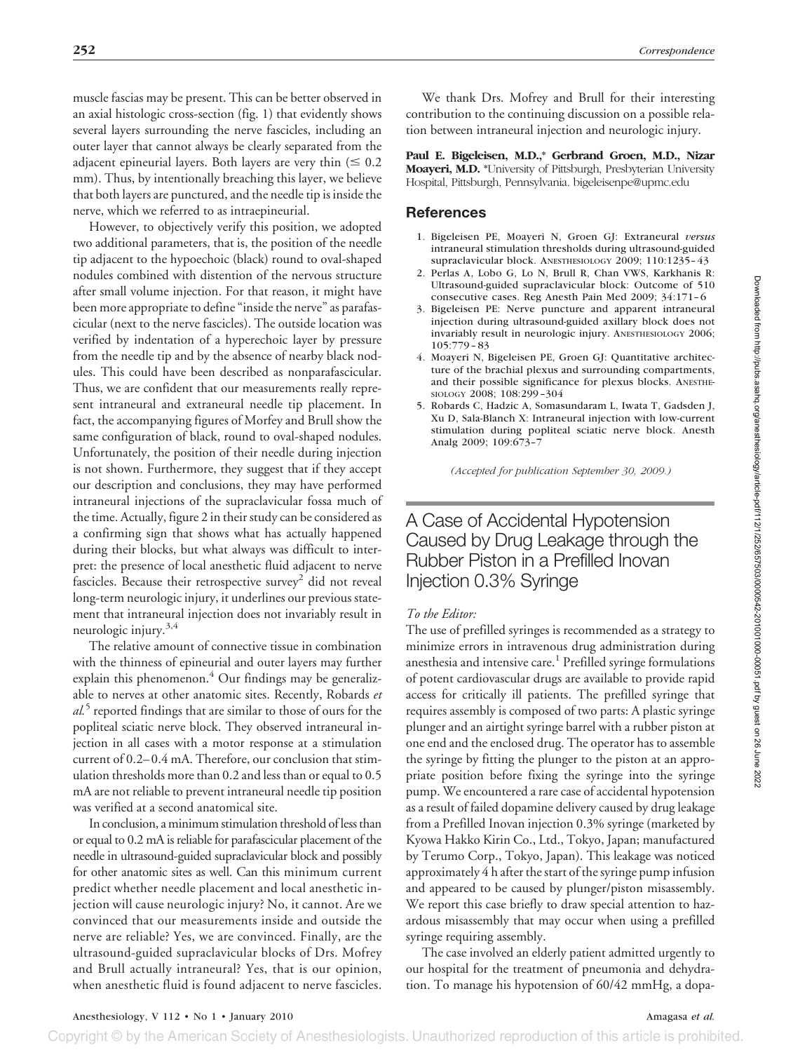muscle fascias may be present. This can be better observed in an axial histologic cross-section (fig. 1) that evidently shows several layers surrounding the nerve fascicles, including an outer layer that cannot always be clearly separated from the adjacent epineurial layers. Both layers are very thin ($\leq 0.2$ mm). Thus, by intentionally breaching this layer, we believe that both layers are punctured, and the needle tip is inside the nerve, which we referred to as intraepineurial.

However, to objectively verify this position, we adopted two additional parameters, that is, the position of the needle tip adjacent to the hypoechoic (black) round to oval-shaped nodules combined with distention of the nervous structure after small volume injection. For that reason, it might have been more appropriate to define "inside the nerve" as parafascicular (next to the nerve fascicles). The outside location was verified by indentation of a hyperechoic layer by pressure from the needle tip and by the absence of nearby black nodules. This could have been described as nonparafascicular. Thus, we are confident that our measurements really represent intraneural and extraneural needle tip placement. In fact, the accompanying figures of Morfey and Brull show the same configuration of black, round to oval-shaped nodules. Unfortunately, the position of their needle during injection is not shown. Furthermore, they suggest that if they accept our description and conclusions, they may have performed intraneural injections of the supraclavicular fossa much of the time. Actually, figure 2 in their study can be considered as a confirming sign that shows what has actually happened during their blocks, but what always was difficult to interpret: the presence of local anesthetic fluid adjacent to nerve fascicles. Because their retrospective survey[2] did not reveal long-term neurologic injury, it underlines our previous statement that intraneural injection does not invariably result in neurologic injury.[3,4]

The relative amount of connective tissue in combination with the thinness of epineurial and outer layers may further explain this phenomenon.[4] Our findings may be generalizable to nerves at other anatomic sites. Recently, Robards *et al.*[5] reported findings that are similar to those of ours for the popliteal sciatic nerve block. They observed intraneural injection in all cases with a motor response at a stimulation current of 0.2–0.4 mA. Therefore, our conclusion that stimulation thresholds more than 0.2 and less than or equal to 0.5 mA are not reliable to prevent intraneural needle tip position was verified at a second anatomical site.

In conclusion, a minimum stimulation threshold of less than or equal to 0.2 mA is reliable for parafascicular placement of the needle in ultrasound-guided supraclavicular block and possibly for other anatomic sites as well. Can this minimum current predict whether needle placement and local anesthetic injection will cause neurologic injury? No, it cannot. Are we convinced that our measurements inside and outside the nerve are reliable? Yes, we are convinced. Finally, are the ultrasound-guided supraclavicular blocks of Drs. Mofrey and Brull actually intraneural? Yes, that is our opinion, when anesthetic fluid is found adjacent to nerve fascicles.

We thank Drs. Mofrey and Brull for their interesting contribution to the continuing discussion on a possible relation between intraneural injection and neurologic injury.

**Paul E. Bigeleisen, M.D.,\* Gerbrand Groen, M.D., Nizar Moayeri, M.D.** \*University of Pittsburgh, Presbyterian University Hospital, Pittsburgh, Pennsylvania. bigeleisenpe@upmc.edu

## References

1. Bigeleisen PE, Moayeri N, Groen GJ: Extraneural *versus* intraneural stimulation thresholds during ultrasound-guided supraclavicular block. ANESTHESIOLOGY 2009; 110:1235–43
2. Perlas A, Lobo G, Lo N, Brull R, Chan VWS, Karkhanis R: Ultrasound-guided supraclavicular block: Outcome of 510 consecutive cases. Reg Anesth Pain Med 2009; 34:171–6
3. Bigeleisen PE: Nerve puncture and apparent intraneural injection during ultrasound-guided axillary block does not invariably result in neurologic injury. ANESTHESIOLOGY 2006; 105:779–83
4. Moayeri N, Bigeleisen PE, Groen GJ: Quantitative architecture of the brachial plexus and surrounding compartments, and their possible significance for plexus blocks. ANESTHESIOLOGY 2008; 108:299–304
5. Robards C, Hadzic A, Somasundaram L, Iwata T, Gadsden J, Xu D, Sala-Blanch X: Intraneural injection with low-current stimulation during popliteal sciatic nerve block. Anesth Analg 2009; 109:673–7

*(Accepted for publication September 30, 2009.)*

# A Case of Accidental Hypotension Caused by Drug Leakage through the Rubber Piston in a Prefilled Inovan Injection 0.3% Syringe

*To the Editor:*

The use of prefilled syringes is recommended as a strategy to minimize errors in intravenous drug administration during anesthesia and intensive care.[1] Prefilled syringe formulations of potent cardiovascular drugs are available to provide rapid access for critically ill patients. The prefilled syringe that requires assembly is composed of two parts: A plastic syringe plunger and an airtight syringe barrel with a rubber piston at one end and the enclosed drug. The operator has to assemble the syringe by fitting the plunger to the piston at an appropriate position before fixing the syringe into the syringe pump. We encountered a rare case of accidental hypotension as a result of failed dopamine delivery caused by drug leakage from a Prefilled Inovan injection 0.3% syringe (marketed by Kyowa Hakko Kirin Co., Ltd., Tokyo, Japan; manufactured by Terumo Corp., Tokyo, Japan). This leakage was noticed approximately 4 h after the start of the syringe pump infusion and appeared to be caused by plunger/piston misassembly. We report this case briefly to draw special attention to hazardous misassembly that may occur when using a prefilled syringe requiring assembly.

The case involved an elderly patient admitted urgently to our hospital for the treatment of pneumonia and dehydration. To manage his hypotension of 60/42 mmHg, a dopa-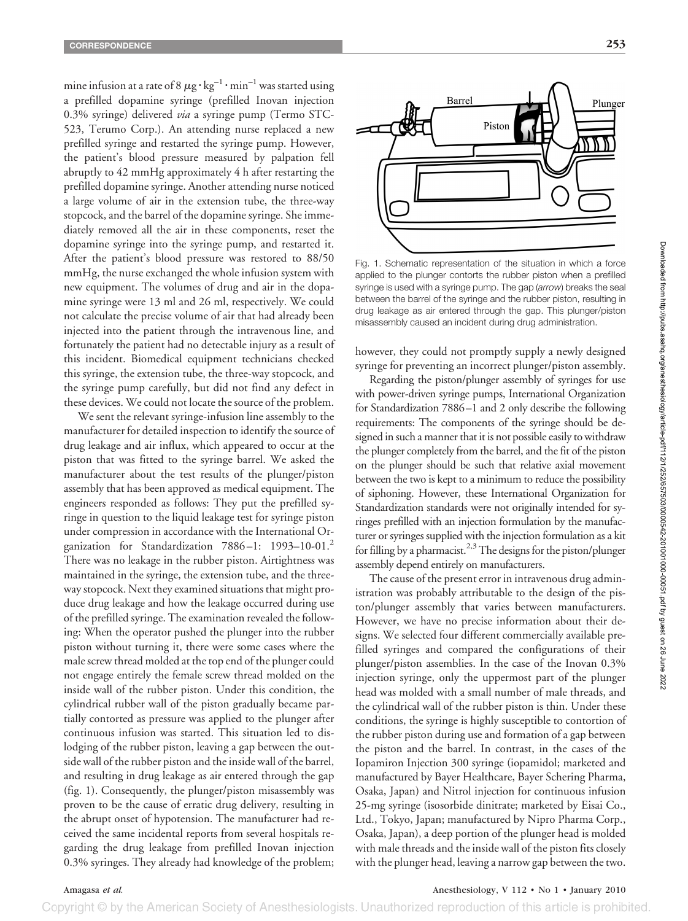mine infusion at a rate of 8 $\mu g \cdot kg^{-1} \cdot min^{-1}$ was started using a prefilled dopamine syringe (prefilled Inovan injection 0.3% syringe) delivered *via* a syringe pump (Termo STC-523, Terumo Corp.). An attending nurse replaced a new prefilled syringe and restarted the syringe pump. However, the patient's blood pressure measured by palpation fell abruptly to 42 mmHg approximately 4 h after restarting the prefilled dopamine syringe. Another attending nurse noticed a large volume of air in the extension tube, the three-way stopcock, and the barrel of the dopamine syringe. She immediately removed all the air in these components, reset the dopamine syringe into the syringe pump, and restarted it. After the patient's blood pressure was restored to 88/50 mmHg, the nurse exchanged the whole infusion system with new equipment. The volumes of drug and air in the dopamine syringe were 13 ml and 26 ml, respectively. We could not calculate the precise volume of air that had already been injected into the patient through the intravenous line, and fortunately the patient had no detectable injury as a result of this incident. Biomedical equipment technicians checked this syringe, the extension tube, the three-way stopcock, and the syringe pump carefully, but did not find any defect in these devices. We could not locate the source of the problem.

We sent the relevant syringe-infusion line assembly to the manufacturer for detailed inspection to identify the source of drug leakage and air influx, which appeared to occur at the piston that was fitted to the syringe barrel. We asked the manufacturer about the test results of the plunger/piston assembly that has been approved as medical equipment. The engineers responded as follows: They put the prefilled syringe in question to the liquid leakage test for syringe piston under compression in accordance with the International Organization for Standardization 7886–1: 1993–10-01.[2] There was no leakage in the rubber piston. Airtightness was maintained in the syringe, the extension tube, and the three-way stopcock. Next they examined situations that might produce drug leakage and how the leakage occurred during use of the prefilled syringe. The examination revealed the following: When the operator pushed the plunger into the rubber piston without turning it, there were some cases where the male screw thread molded at the top end of the plunger could not engage entirely the female screw thread molded on the inside wall of the rubber piston. Under this condition, the cylindrical rubber wall of the piston gradually became partially contorted as pressure was applied to the plunger after continuous infusion was started. This situation led to dislodging of the rubber piston, leaving a gap between the outside wall of the rubber piston and the inside wall of the barrel, and resulting in drug leakage as air entered through the gap (fig. 1). Consequently, the plunger/piston misassembly was proven to be the cause of erratic drug delivery, resulting in the abrupt onset of hypotension. The manufacturer had received the same incidental reports from several hospitals regarding the drug leakage from prefilled Inovan injection 0.3% syringes. They already had knowledge of the problem; however, they could not promptly supply a newly designed syringe for preventing an incorrect plunger/piston assembly.

Fig. 1. Schematic representation of the situation in which a force applied to the plunger contorts the rubber piston when a prefilled syringe is used with a syringe pump. The gap (*arrow*) breaks the seal between the barrel of the syringe and the rubber piston, resulting in drug leakage as air entered through the gap. This plunger/piston misassembly caused an incident during drug administration.

Regarding the piston/plunger assembly of syringes for use with power-driven syringe pumps, International Organization for Standardization 7886–1 and 2 only describe the following requirements: The components of the syringe should be designed in such a manner that it is not possible easily to withdraw the plunger completely from the barrel, and the fit of the piston on the plunger should be such that relative axial movement between the two is kept to a minimum to reduce the possibility of siphoning. However, these International Organization for Standardization standards were not originally intended for syringes prefilled with an injection formulation by the manufacturer or syringes supplied with the injection formulation as a kit for filling by a pharmacist.[2,3] The designs for the piston/plunger assembly depend entirely on manufacturers.

The cause of the present error in intravenous drug administration was probably attributable to the design of the piston/plunger assembly that varies between manufacturers. However, we have no precise information about their designs. We selected four different commercially available prefilled syringes and compared the configurations of their plunger/piston assemblies. In the case of the Inovan 0.3% injection syringe, only the uppermost part of the plunger head was molded with a small number of male threads, and the cylindrical wall of the rubber piston is thin. Under these conditions, the syringe is highly susceptible to contortion of the rubber piston during use and formation of a gap between the piston and the barrel. In contrast, in the cases of the Iopamiron Injection 300 syringe (iopamidol; marketed and manufactured by Bayer Healthcare, Bayer Schering Pharma, Osaka, Japan) and Nitrol injection for continuous infusion 25-mg syringe (isosorbide dinitrate; marketed by Eisai Co., Ltd., Tokyo, Japan; manufactured by Nipro Pharma Corp., Osaka, Japan), a deep portion of the plunger head is molded with male threads and the inside wall of the piston fits closely with the plunger head, leaving a narrow gap between the two.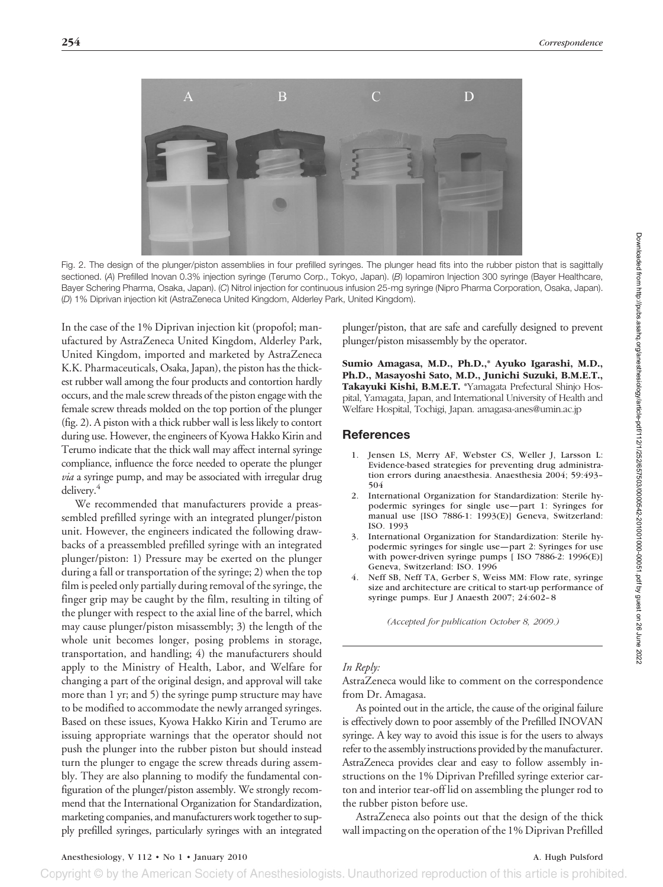Fig. 2. The design of the plunger/piston assemblies in four prefilled syringes. The plunger head fits into the rubber piston that is sagittally sectioned. (*A*) Prefilled Inovan 0.3% injection syringe (Terumo Corp., Tokyo, Japan). (*B*) Iopamiron Injection 300 syringe (Bayer Healthcare, Bayer Schering Pharma, Osaka, Japan). (*C*) Nitrol injection for continuous infusion 25-mg syringe (Nipro Pharma Corporation, Osaka, Japan). (*D*) 1% Diprivan injection kit (AstraZeneca United Kingdom, Alderley Park, United Kingdom).

In the case of the 1% Diprivan injection kit (propofol; manufactured by AstraZeneca United Kingdom, Alderley Park, United Kingdom, imported and marketed by AstraZeneca K.K. Pharmaceuticals, Osaka, Japan), the piston has the thickest rubber wall among the four products and contortion hardly occurs, and the male screw threads of the piston engage with the female screw threads molded on the top portion of the plunger (fig. 2). A piston with a thick rubber wall is less likely to contort during use. However, the engineers of Kyowa Hakko Kirin and Terumo indicate that the thick wall may affect internal syringe compliance, influence the force needed to operate the plunger *via* a syringe pump, and may be associated with irregular drug delivery.[4]

We recommended that manufacturers provide a preassembled prefilled syringe with an integrated plunger/piston unit. However, the engineers indicated the following drawbacks of a preassembled prefilled syringe with an integrated plunger/piston: 1) Pressure may be exerted on the plunger during a fall or transportation of the syringe; 2) when the top film is peeled only partially during removal of the syringe, the finger grip may be caught by the film, resulting in tilting of the plunger with respect to the axial line of the barrel, which may cause plunger/piston misassembly; 3) the length of the whole unit becomes longer, posing problems in storage, transportation, and handling; 4) the manufacturers should apply to the Ministry of Health, Labor, and Welfare for changing a part of the original design, and approval will take more than 1 yr; and 5) the syringe pump structure may have to be modified to accommodate the newly arranged syringes. Based on these issues, Kyowa Hakko Kirin and Terumo are issuing appropriate warnings that the operator should not push the plunger into the rubber piston but should instead turn the plunger to engage the screw threads during assembly. They are also planning to modify the fundamental configuration of the plunger/piston assembly. We strongly recommend that the International Organization for Standardization, marketing companies, and manufacturers work together to supply prefilled syringes, particularly syringes with an integrated plunger/piston, that are safe and carefully designed to prevent plunger/piston misassembly by the operator.

**Sumio Amagasa, M.D., Ph.D.,\* Ayuko Igarashi, M.D., Ph.D., Masayoshi Sato, M.D., Junichi Suzuki, B.M.E.T., Takayuki Kishi, B.M.E.T.** \*Yamagata Prefectural Shinjo Hospital, Yamagata, Japan, and International University of Health and Welfare Hospital, Tochigi, Japan. amagasa-anes@umin.ac.jp

## References

1. Jensen LS, Merry AF, Webster CS, Weller J, Larsson L: Evidence-based strategies for preventing drug administration errors during anaesthesia. Anaesthesia 2004; 59:493–504
2. International Organization for Standardization: Sterile hypodermic syringes for single use—part 1: Syringes for manual use [ISO 7886-1: 1993(E)] Geneva, Switzerland: ISO. 1993
3. International Organization for Standardization: Sterile hypodermic syringes for single use—part 2: Syringes for use with power-driven syringe pumps [ ISO 7886-2: 1996(E)] Geneva, Switzerland: ISO. 1996
4. Neff SB, Neff TA, Gerber S, Weiss MM: Flow rate, syringe size and architecture are critical to start-up performance of syringe pumps. Eur J Anaesth 2007; 24:602–8

*(Accepted for publication October 8, 2009.)*

*In Reply:*

AstraZeneca would like to comment on the correspondence from Dr. Amagasa.

As pointed out in the article, the cause of the original failure is effectively down to poor assembly of the Prefilled INOVAN syringe. A key way to avoid this issue is for the users to always refer to the assembly instructions provided by the manufacturer. AstraZeneca provides clear and easy to follow assembly instructions on the 1% Diprivan Prefilled syringe exterior carton and interior tear-off lid on assembling the plunger rod to the rubber piston before use.

AstraZeneca also points out that the design of the thick wall impacting on the operation of the 1% Diprivan Prefilled